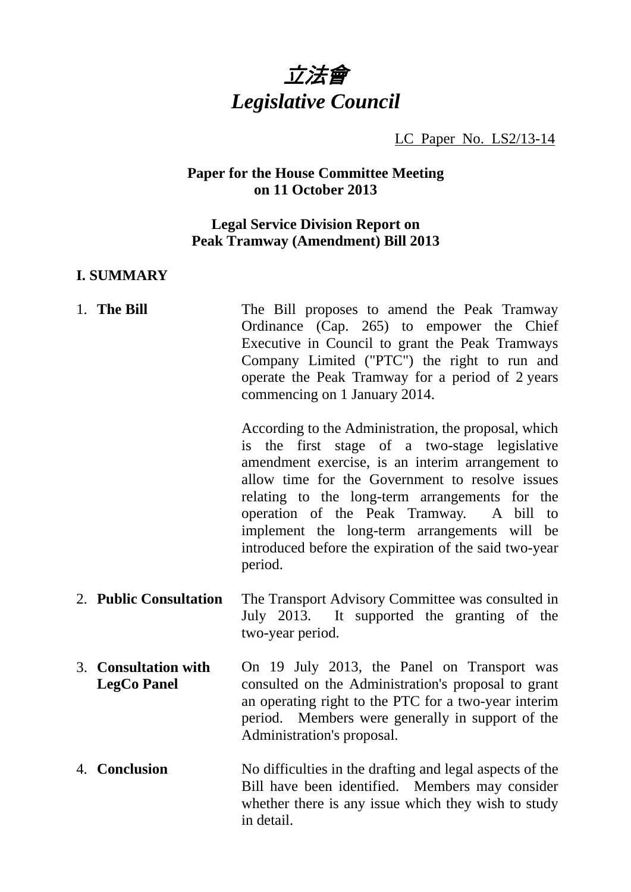# *立法會*
# *Legislative Council*

LC Paper No. LS2/13-14

**Paper for the House Committee Meeting on 11 October 2013**

**Legal Service Division Report on Peak Tramway (Amendment) Bill 2013**

## I. SUMMARY

1. **The Bill**

   The Bill proposes to amend the Peak Tramway Ordinance (Cap. 265) to empower the Chief Executive in Council to grant the Peak Tramways Company Limited ("PTC") the right to run and operate the Peak Tramway for a period of 2 years commencing on 1 January 2014.

   According to the Administration, the proposal, which is the first stage of a two-stage legislative amendment exercise, is an interim arrangement to allow time for the Government to resolve issues relating to the long-term arrangements for the operation of the Peak Tramway. A bill to implement the long-term arrangements will be introduced before the expiration of the said two-year period.

2. **Public Consultation**

   The Transport Advisory Committee was consulted in July 2013. It supported the granting of the two-year period.

3. **Consultation with LegCo Panel**

   On 19 July 2013, the Panel on Transport was consulted on the Administration's proposal to grant an operating right to the PTC for a two-year interim period. Members were generally in support of the Administration's proposal.

4. **Conclusion**

   No difficulties in the drafting and legal aspects of the Bill have been identified. Members may consider whether there is any issue which they wish to study in detail.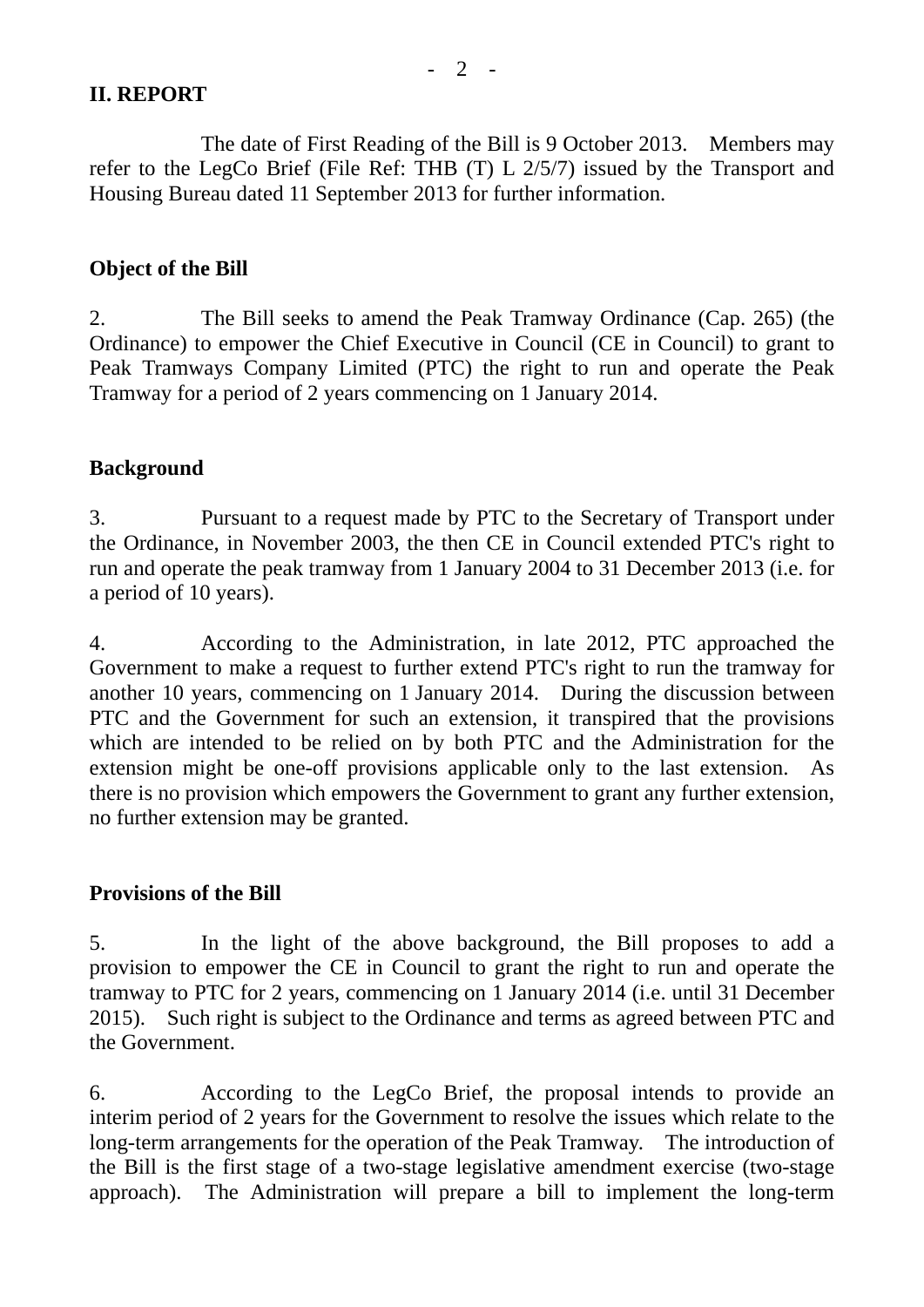## II. REPORT

The date of First Reading of the Bill is 9 October 2013. Members may refer to the LegCo Brief (File Ref: THB (T) L 2/5/7) issued by the Transport and Housing Bureau dated 11 September 2013 for further information.

### Object of the Bill

2. The Bill seeks to amend the Peak Tramway Ordinance (Cap. 265) (the Ordinance) to empower the Chief Executive in Council (CE in Council) to grant to Peak Tramways Company Limited (PTC) the right to run and operate the Peak Tramway for a period of 2 years commencing on 1 January 2014.

### Background

3. Pursuant to a request made by PTC to the Secretary of Transport under the Ordinance, in November 2003, the then CE in Council extended PTC's right to run and operate the peak tramway from 1 January 2004 to 31 December 2013 (i.e. for a period of 10 years).

4. According to the Administration, in late 2012, PTC approached the Government to make a request to further extend PTC's right to run the tramway for another 10 years, commencing on 1 January 2014. During the discussion between PTC and the Government for such an extension, it transpired that the provisions which are intended to be relied on by both PTC and the Administration for the extension might be one-off provisions applicable only to the last extension. As there is no provision which empowers the Government to grant any further extension, no further extension may be granted.

### Provisions of the Bill

5. In the light of the above background, the Bill proposes to add a provision to empower the CE in Council to grant the right to run and operate the tramway to PTC for 2 years, commencing on 1 January 2014 (i.e. until 31 December 2015). Such right is subject to the Ordinance and terms as agreed between PTC and the Government.

6. According to the LegCo Brief, the proposal intends to provide an interim period of 2 years for the Government to resolve the issues which relate to the long-term arrangements for the operation of the Peak Tramway. The introduction of the Bill is the first stage of a two-stage legislative amendment exercise (two-stage approach). The Administration will prepare a bill to implement the long-term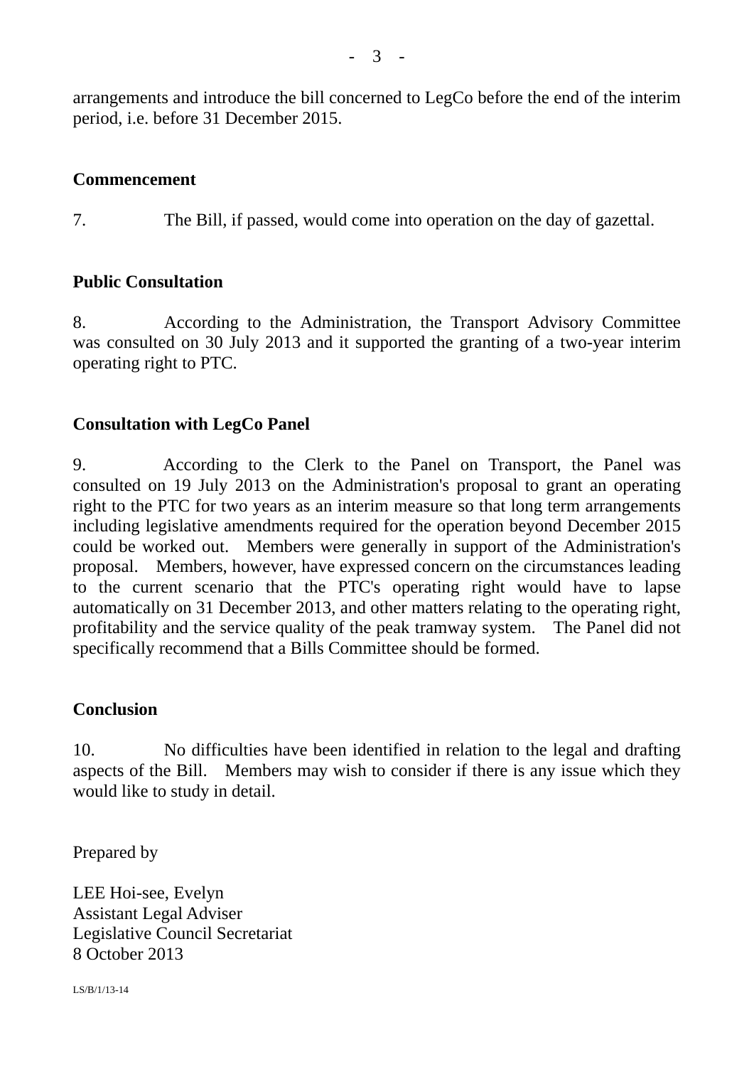arrangements and introduce the bill concerned to LegCo before the end of the interim period, i.e. before 31 December 2015.

**Commencement**

7. The Bill, if passed, would come into operation on the day of gazettal.

**Public Consultation**

8. According to the Administration, the Transport Advisory Committee was consulted on 30 July 2013 and it supported the granting of a two-year interim operating right to PTC.

**Consultation with LegCo Panel**

9. According to the Clerk to the Panel on Transport, the Panel was consulted on 19 July 2013 on the Administration's proposal to grant an operating right to the PTC for two years as an interim measure so that long term arrangements including legislative amendments required for the operation beyond December 2015 could be worked out. Members were generally in support of the Administration's proposal. Members, however, have expressed concern on the circumstances leading to the current scenario that the PTC's operating right would have to lapse automatically on 31 December 2013, and other matters relating to the operating right, profitability and the service quality of the peak tramway system. The Panel did not specifically recommend that a Bills Committee should be formed.

**Conclusion**

10. No difficulties have been identified in relation to the legal and drafting aspects of the Bill. Members may wish to consider if there is any issue which they would like to study in detail.

Prepared by

LEE Hoi-see, Evelyn
Assistant Legal Adviser
Legislative Council Secretariat
8 October 2013

LS/B/1/13-14